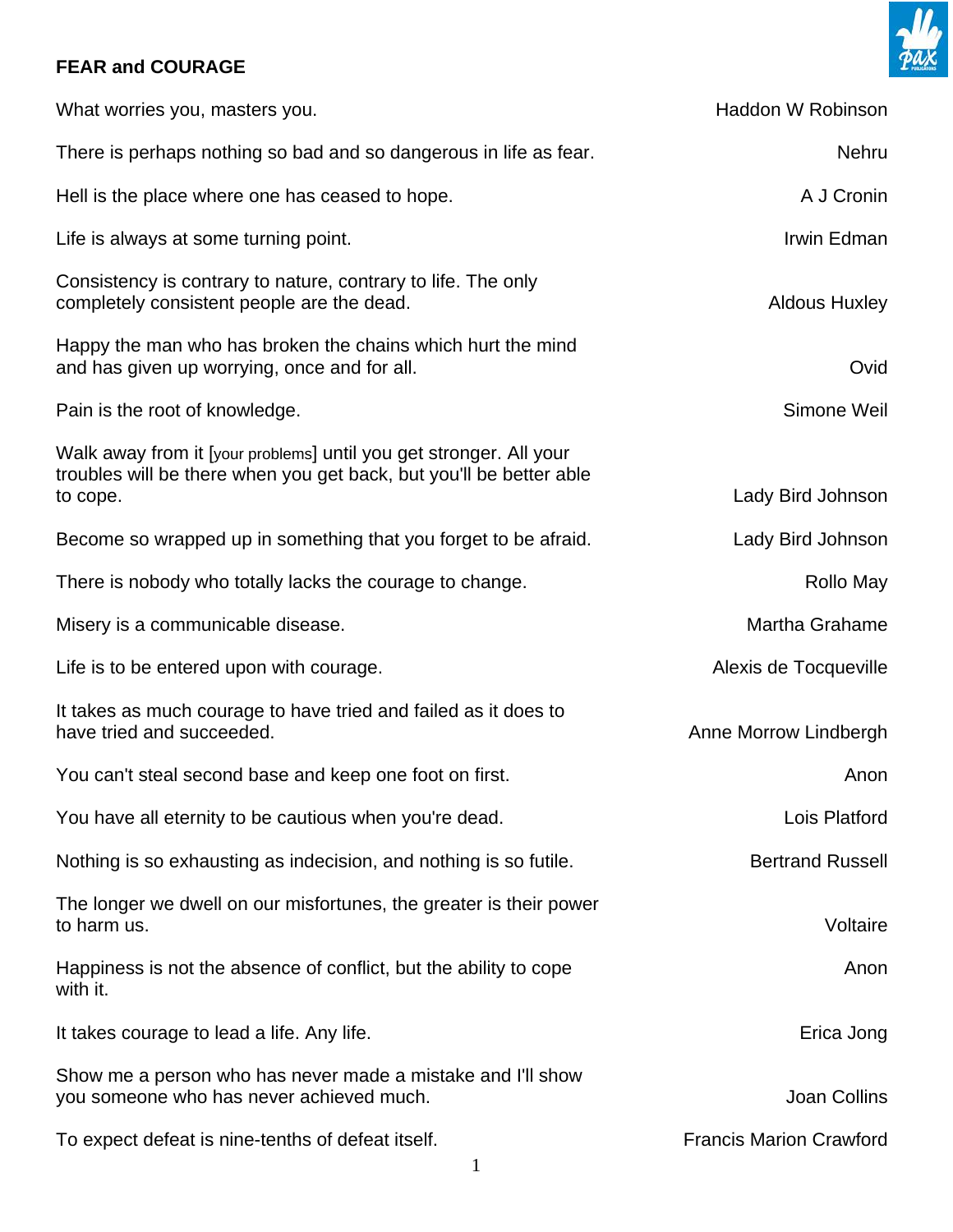## FEAR and COURAGE

| | |
|---|---|
| What worries you, masters you. | Haddon W Robinson |
| There is perhaps nothing so bad and so dangerous in life as fear. | Nehru |
| Hell is the place where one has ceased to hope. | A J Cronin |
| Life is always at some turning point. | Irwin Edman |
| Consistency is contrary to nature, contrary to life. The only completely consistent people are the dead. | Aldous Huxley |
| Happy the man who has broken the chains which hurt the mind and has given up worrying, once and for all. | Ovid |
| Pain is the root of knowledge. | Simone Weil |
| Walk away from it [your problems] until you get stronger. All your troubles will be there when you get back, but you'll be better able to cope. | Lady Bird Johnson |
| Become so wrapped up in something that you forget to be afraid. | Lady Bird Johnson |
| There is nobody who totally lacks the courage to change. | Rollo May |
| Misery is a communicable disease. | Martha Grahame |
| Life is to be entered upon with courage. | Alexis de Tocqueville |
| It takes as much courage to have tried and failed as it does to have tried and succeeded. | Anne Morrow Lindbergh |
| You can't steal second base and keep one foot on first. | Anon |
| You have all eternity to be cautious when you're dead. | Lois Platford |
| Nothing is so exhausting as indecision, and nothing is so futile. | Bertrand Russell |
| The longer we dwell on our misfortunes, the greater is their power to harm us. | Voltaire |
| Happiness is not the absence of conflict, but the ability to cope with it. | Anon |
| It takes courage to lead a life. Any life. | Erica Jong |
| Show me a person who has never made a mistake and I'll show you someone who has never achieved much. | Joan Collins |
| To expect defeat is nine-tenths of defeat itself. | Francis Marion Crawford |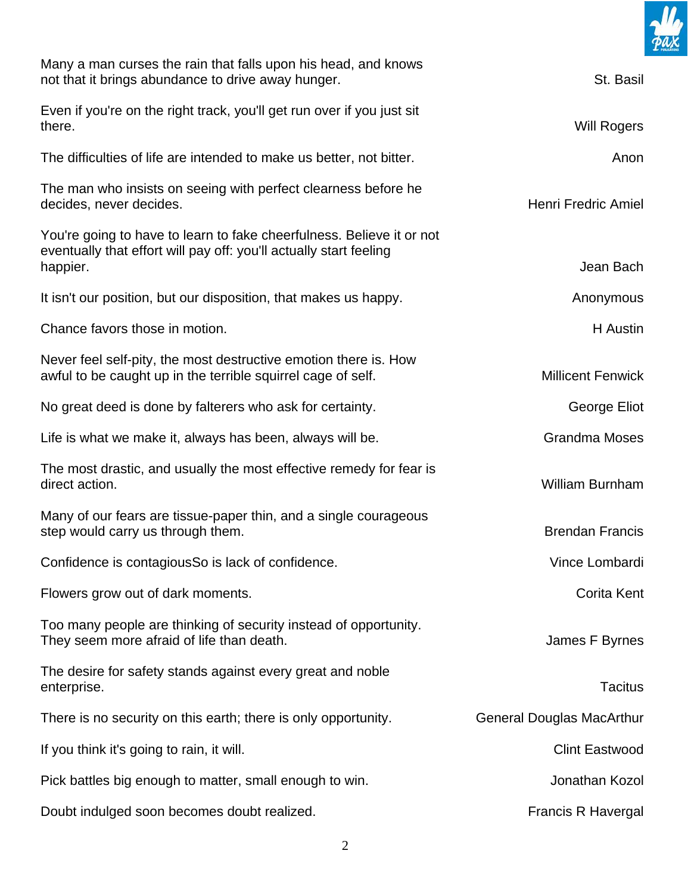| | |
|---|---|
| Many a man curses the rain that falls upon his head, and knows not that it brings abundance to drive away hunger. | St. Basil |
| Even if you're on the right track, you'll get run over if you just sit there. | Will Rogers |
| The difficulties of life are intended to make us better, not bitter. | Anon |
| The man who insists on seeing with perfect clearness before he decides, never decides. | Henri Fredric Amiel |
| You're going to have to learn to fake cheerfulness. Believe it or not eventually that effort will pay off: you'll actually start feeling happier. | Jean Bach |
| It isn't our position, but our disposition, that makes us happy. | Anonymous |
| Chance favors those in motion. | H Austin |
| Never feel self-pity, the most destructive emotion there is. How awful to be caught up in the terrible squirrel cage of self. | Millicent Fenwick |
| No great deed is done by falterers who ask for certainty. | George Eliot |
| Life is what we make it, always has been, always will be. | Grandma Moses |
| The most drastic, and usually the most effective remedy for fear is direct action. | William Burnham |
| Many of our fears are tissue-paper thin, and a single courageous step would carry us through them. | Brendan Francis |
| Confidence is contagiousSo is lack of confidence. | Vince Lombardi |
| Flowers grow out of dark moments. | Corita Kent |
| Too many people are thinking of security instead of opportunity. They seem more afraid of life than death. | James F Byrnes |
| The desire for safety stands against every great and noble enterprise. | Tacitus |
| There is no security on this earth; there is only opportunity. | General Douglas MacArthur |
| If you think it's going to rain, it will. | Clint Eastwood |
| Pick battles big enough to matter, small enough to win. | Jonathan Kozol |
| Doubt indulged soon becomes doubt realized. | Francis R Havergal |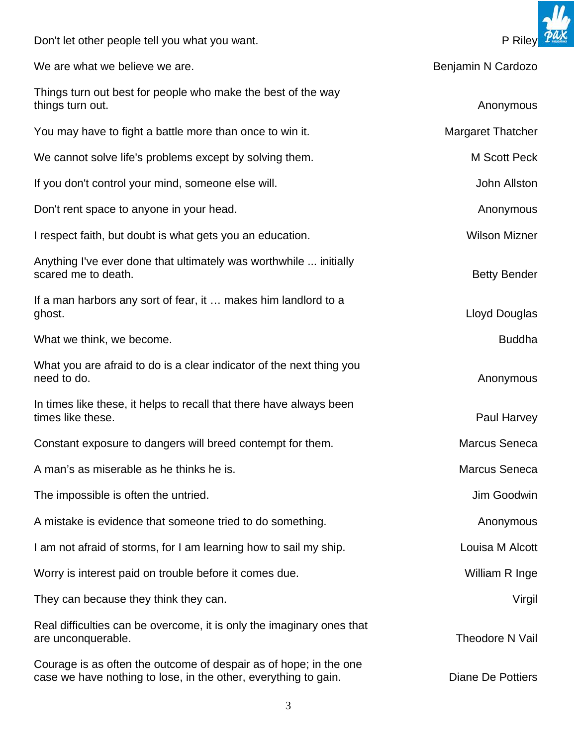| Quote | Author |
| --- | --- |
| Don't let other people tell you what you want. | P Riley |
| We are what we believe we are. | Benjamin N Cardozo |
| Things turn out best for people who make the best of the way things turn out. | Anonymous |
| You may have to fight a battle more than once to win it. | Margaret Thatcher |
| We cannot solve life's problems except by solving them. | M Scott Peck |
| If you don't control your mind, someone else will. | John Allston |
| Don't rent space to anyone in your head. | Anonymous |
| I respect faith, but doubt is what gets you an education. | Wilson Mizner |
| Anything I've ever done that ultimately was worthwhile ... initially scared me to death. | Betty Bender |
| If a man harbors any sort of fear, it … makes him landlord to a ghost. | Lloyd Douglas |
| What we think, we become. | Buddha |
| What you are afraid to do is a clear indicator of the next thing you need to do. | Anonymous |
| In times like these, it helps to recall that there have always been times like these. | Paul Harvey |
| Constant exposure to dangers will breed contempt for them. | Marcus Seneca |
| A man's as miserable as he thinks he is. | Marcus Seneca |
| The impossible is often the untried. | Jim Goodwin |
| A mistake is evidence that someone tried to do something. | Anonymous |
| I am not afraid of storms, for I am learning how to sail my ship. | Louisa M Alcott |
| Worry is interest paid on trouble before it comes due. | William R Inge |
| They can because they think they can. | Virgil |
| Real difficulties can be overcome, it is only the imaginary ones that are unconquerable. | Theodore N Vail |
| Courage is as often the outcome of despair as of hope; in the one case we have nothing to lose, in the other, everything to gain. | Diane De Pottiers |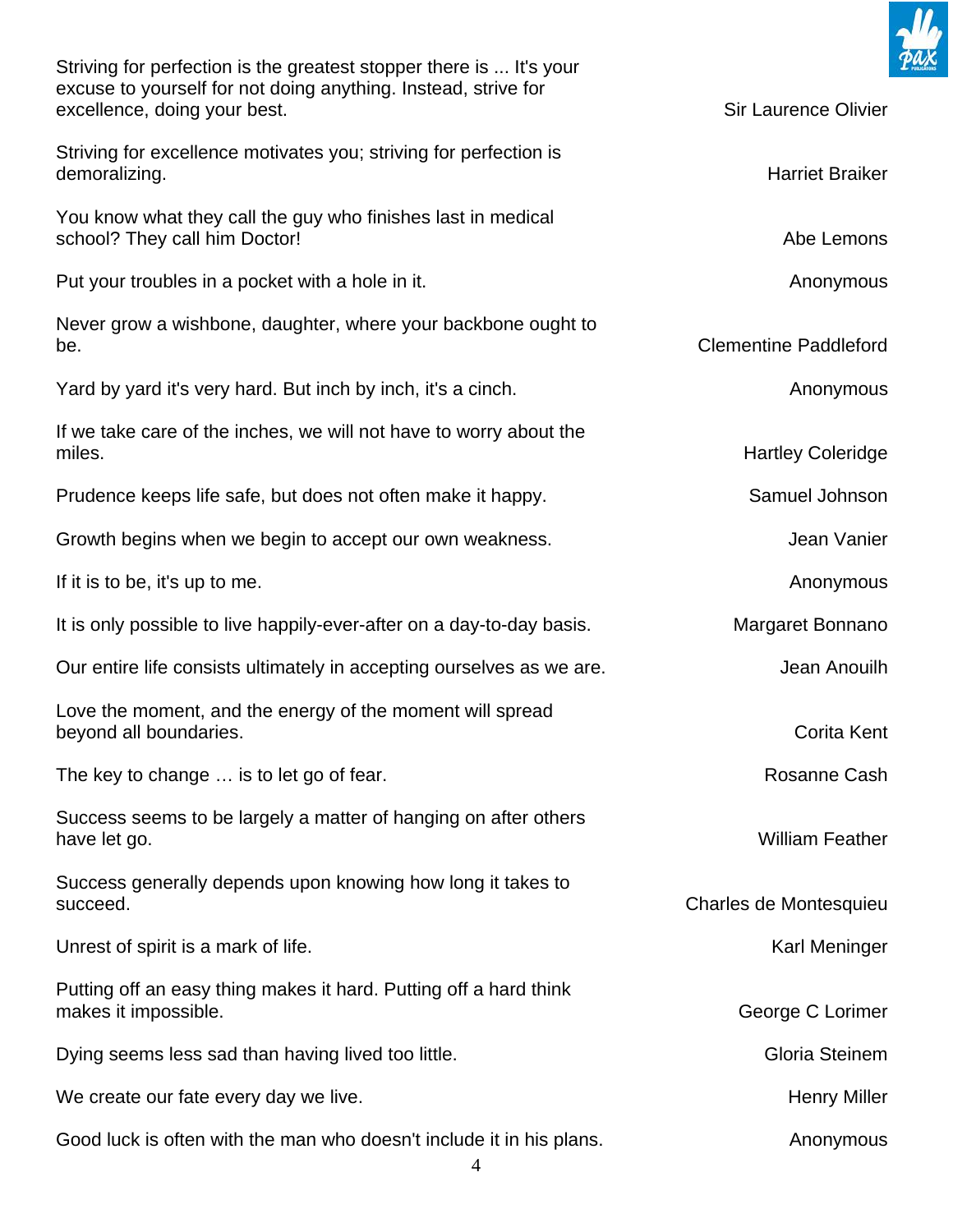Striving for perfection is the greatest stopper there is ... It's your excuse to yourself for not doing anything. Instead, strive for excellence, doing your best. — Sir Laurence Olivier

Striving for excellence motivates you; striving for perfection is demoralizing. — Harriet Braiker

You know what they call the guy who finishes last in medical school? They call him Doctor! — Abe Lemons

Put your troubles in a pocket with a hole in it. — Anonymous

Never grow a wishbone, daughter, where your backbone ought to be. — Clementine Paddleford

Yard by yard it's very hard. But inch by inch, it's a cinch. — Anonymous

If we take care of the inches, we will not have to worry about the miles. — Hartley Coleridge

Prudence keeps life safe, but does not often make it happy. — Samuel Johnson

Growth begins when we begin to accept our own weakness. — Jean Vanier

If it is to be, it's up to me. — Anonymous

It is only possible to live happily-ever-after on a day-to-day basis. — Margaret Bonnano

Our entire life consists ultimately in accepting ourselves as we are. — Jean Anouilh

Love the moment, and the energy of the moment will spread beyond all boundaries. — Corita Kent

The key to change … is to let go of fear. — Rosanne Cash

Success seems to be largely a matter of hanging on after others have let go. — William Feather

Success generally depends upon knowing how long it takes to succeed. — Charles de Montesquieu

Unrest of spirit is a mark of life. — Karl Meninger

Putting off an easy thing makes it hard. Putting off a hard think makes it impossible. — George C Lorimer

Dying seems less sad than having lived too little. — Gloria Steinem

We create our fate every day we live. — Henry Miller

Good luck is often with the man who doesn't include it in his plans. — Anonymous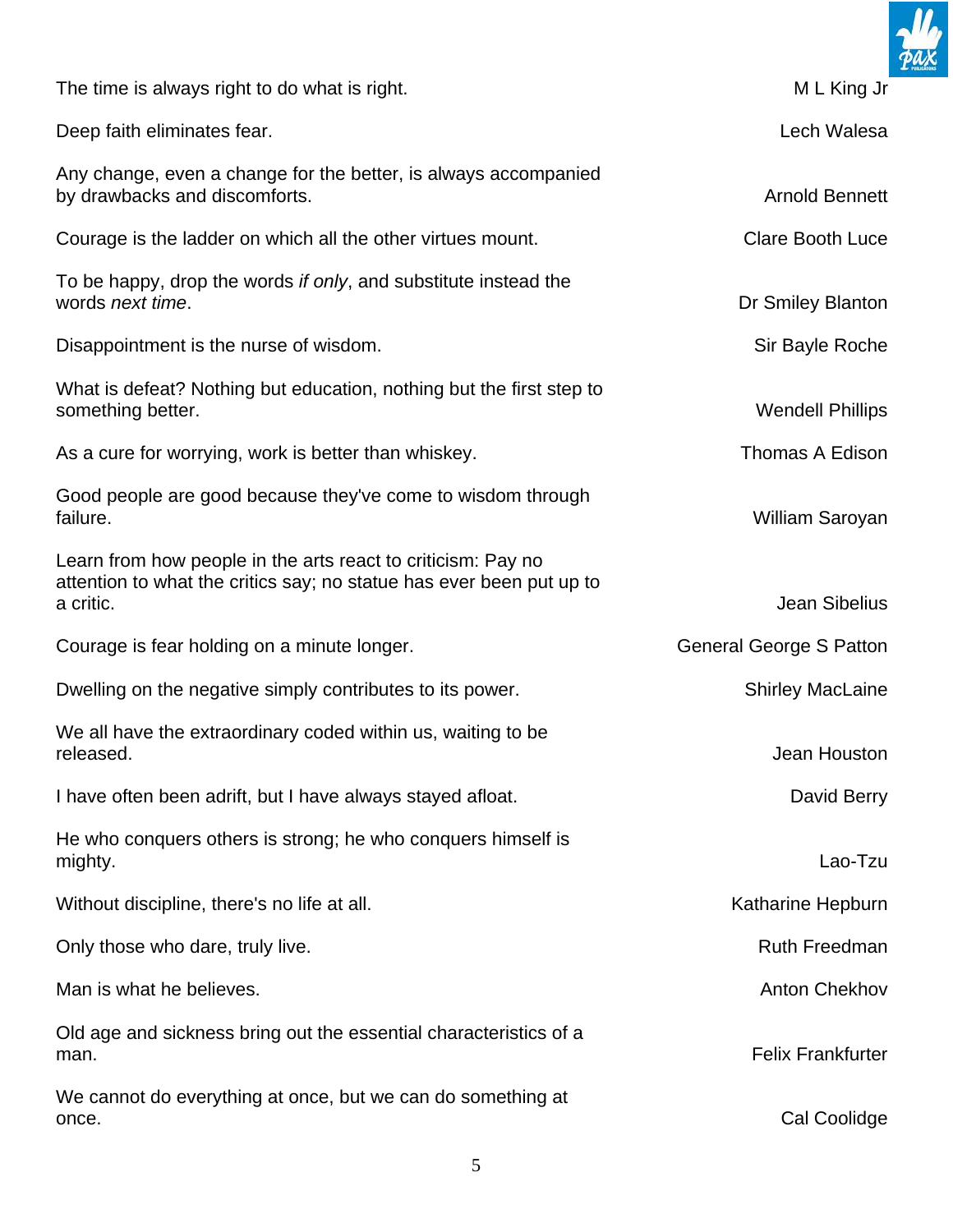The time is always right to do what is right. — M L King Jr

Deep faith eliminates fear. — Lech Walesa

Any change, even a change for the better, is always accompanied by drawbacks and discomforts. — Arnold Bennett

Courage is the ladder on which all the other virtues mount. — Clare Booth Luce

To be happy, drop the words *if only*, and substitute instead the words *next time*. — Dr Smiley Blanton

Disappointment is the nurse of wisdom. — Sir Bayle Roche

What is defeat? Nothing but education, nothing but the first step to something better. — Wendell Phillips

As a cure for worrying, work is better than whiskey. — Thomas A Edison

Good people are good because they've come to wisdom through failure. — William Saroyan

Learn from how people in the arts react to criticism: Pay no attention to what the critics say; no statue has ever been put up to a critic. — Jean Sibelius

Courage is fear holding on a minute longer. — General George S Patton

Dwelling on the negative simply contributes to its power. — Shirley MacLaine

We all have the extraordinary coded within us, waiting to be released. — Jean Houston

I have often been adrift, but I have always stayed afloat. — David Berry

He who conquers others is strong; he who conquers himself is mighty. — Lao-Tzu

Without discipline, there's no life at all. — Katharine Hepburn

Only those who dare, truly live. — Ruth Freedman

Man is what he believes. — Anton Chekhov

Old age and sickness bring out the essential characteristics of a man. — Felix Frankfurter

We cannot do everything at once, but we can do something at once. — Cal Coolidge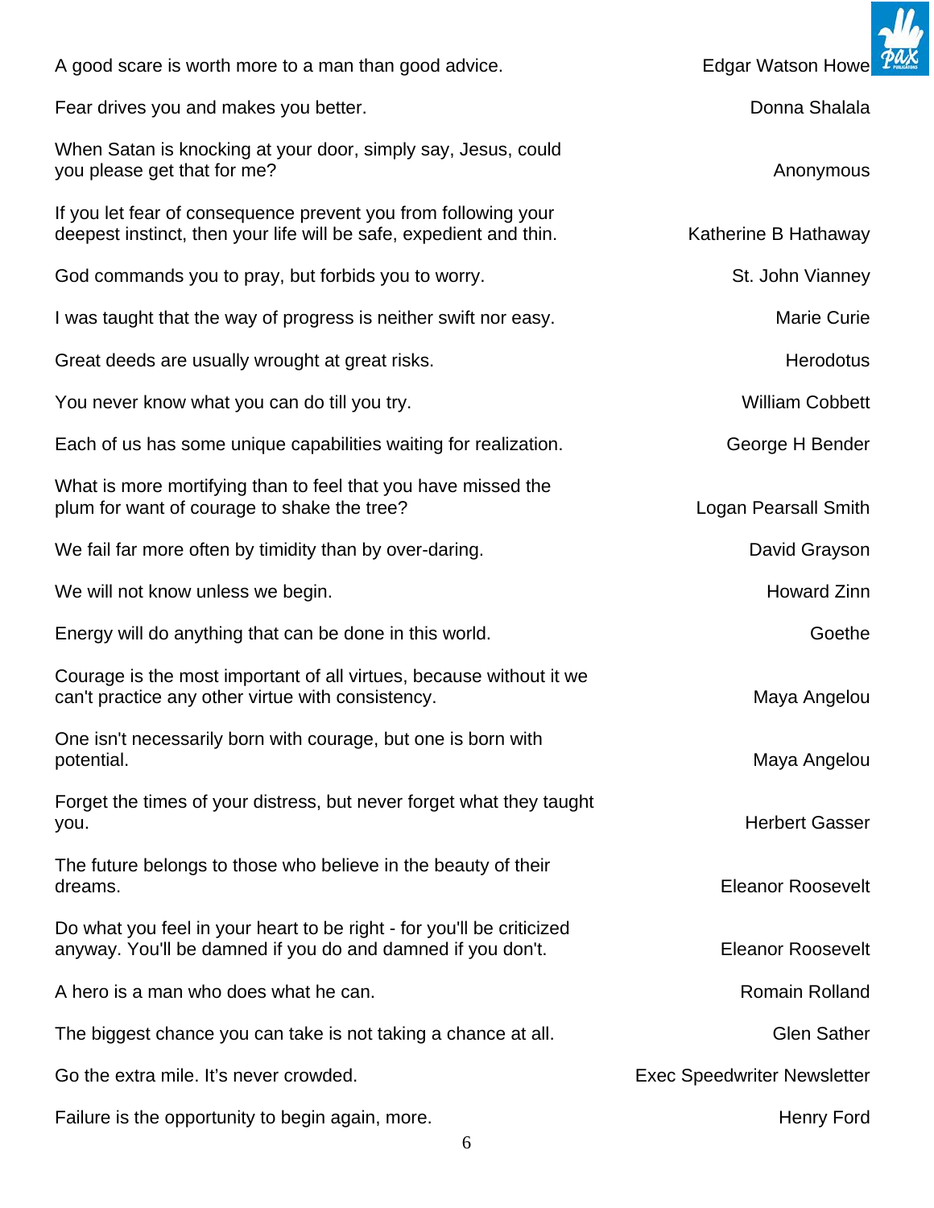A good scare is worth more to a man than good advice. — Edgar Watson Howe

Fear drives you and makes you better. — Donna Shalala

When Satan is knocking at your door, simply say, Jesus, could you please get that for me? — Anonymous

If you let fear of consequence prevent you from following your deepest instinct, then your life will be safe, expedient and thin. — Katherine B Hathaway

God commands you to pray, but forbids you to worry. — St. John Vianney

I was taught that the way of progress is neither swift nor easy. — Marie Curie

Great deeds are usually wrought at great risks. — Herodotus

You never know what you can do till you try. — William Cobbett

Each of us has some unique capabilities waiting for realization. — George H Bender

What is more mortifying than to feel that you have missed the plum for want of courage to shake the tree? — Logan Pearsall Smith

We fail far more often by timidity than by over-daring. — David Grayson

We will not know unless we begin. — Howard Zinn

Energy will do anything that can be done in this world. — Goethe

Courage is the most important of all virtues, because without it we can't practice any other virtue with consistency. — Maya Angelou

One isn't necessarily born with courage, but one is born with potential. — Maya Angelou

Forget the times of your distress, but never forget what they taught you. — Herbert Gasser

The future belongs to those who believe in the beauty of their dreams. — Eleanor Roosevelt

Do what you feel in your heart to be right - for you'll be criticized anyway. You'll be damned if you do and damned if you don't. — Eleanor Roosevelt

A hero is a man who does what he can. — Romain Rolland

The biggest chance you can take is not taking a chance at all. — Glen Sather

Go the extra mile. It's never crowded. — Exec Speedwriter Newsletter

Failure is the opportunity to begin again, more. — Henry Ford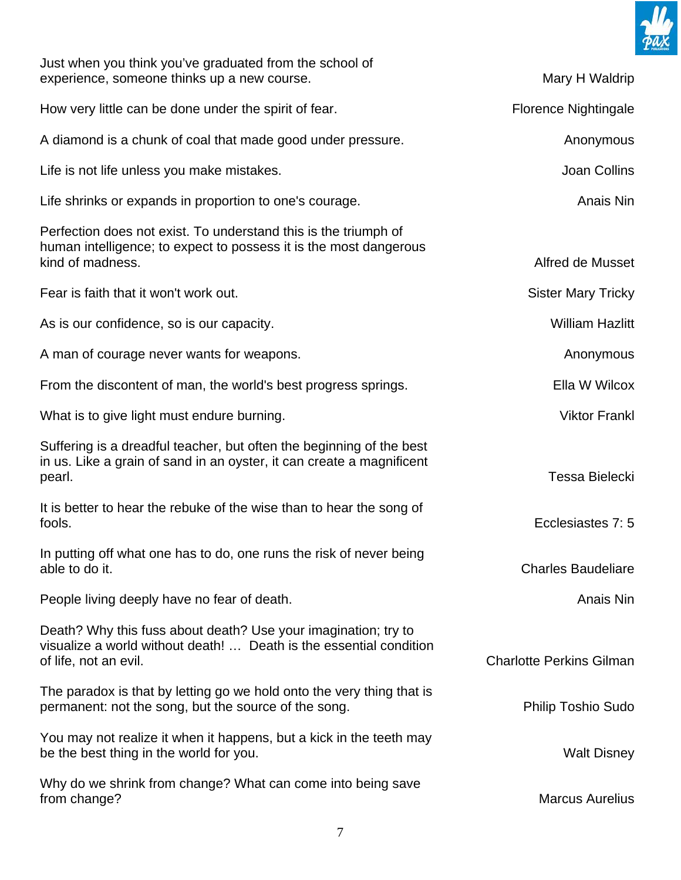Just when you think you've graduated from the school of experience, someone thinks up a new course. — Mary H Waldrip

How very little can be done under the spirit of fear. — Florence Nightingale

A diamond is a chunk of coal that made good under pressure. — Anonymous

Life is not life unless you make mistakes. — Joan Collins

Life shrinks or expands in proportion to one's courage. — Anais Nin

Perfection does not exist. To understand this is the triumph of human intelligence; to expect to possess it is the most dangerous kind of madness. — Alfred de Musset

Fear is faith that it won't work out. — Sister Mary Tricky

As is our confidence, so is our capacity. — William Hazlitt

A man of courage never wants for weapons. — Anonymous

From the discontent of man, the world's best progress springs. — Ella W Wilcox

What is to give light must endure burning. — Viktor Frankl

Suffering is a dreadful teacher, but often the beginning of the best in us. Like a grain of sand in an oyster, it can create a magnificent pearl. — Tessa Bielecki

It is better to hear the rebuke of the wise than to hear the song of fools. — Ecclesiastes 7: 5

In putting off what one has to do, one runs the risk of never being able to do it. — Charles Baudeliare

People living deeply have no fear of death. — Anais Nin

Death? Why this fuss about death? Use your imagination; try to visualize a world without death! … Death is the essential condition of life, not an evil. — Charlotte Perkins Gilman

The paradox is that by letting go we hold onto the very thing that is permanent: not the song, but the source of the song. — Philip Toshio Sudo

You may not realize it when it happens, but a kick in the teeth may be the best thing in the world for you. — Walt Disney

Why do we shrink from change? What can come into being save from change? — Marcus Aurelius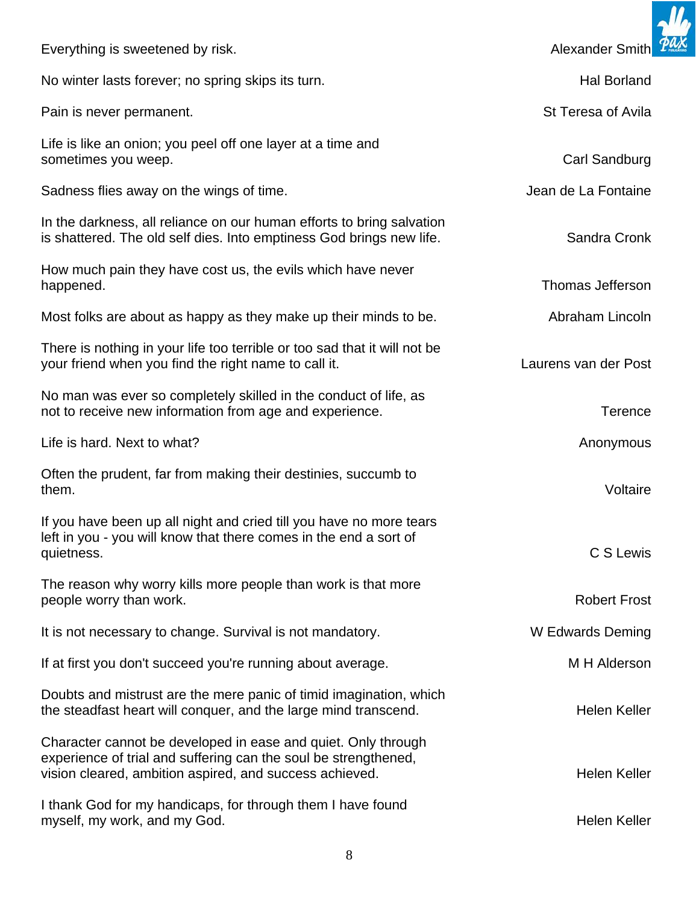Everything is sweetened by risk. — Alexander Smith

No winter lasts forever; no spring skips its turn. — Hal Borland

Pain is never permanent. — St Teresa of Avila

Life is like an onion; you peel off one layer at a time and sometimes you weep. — Carl Sandburg

Sadness flies away on the wings of time. — Jean de La Fontaine

In the darkness, all reliance on our human efforts to bring salvation is shattered. The old self dies. Into emptiness God brings new life. — Sandra Cronk

How much pain they have cost us, the evils which have never happened. — Thomas Jefferson

Most folks are about as happy as they make up their minds to be. — Abraham Lincoln

There is nothing in your life too terrible or too sad that it will not be your friend when you find the right name to call it. — Laurens van der Post

No man was ever so completely skilled in the conduct of life, as not to receive new information from age and experience. — Terence

Life is hard. Next to what? — Anonymous

Often the prudent, far from making their destinies, succumb to them. — Voltaire

If you have been up all night and cried till you have no more tears left in you - you will know that there comes in the end a sort of quietness. — C S Lewis

The reason why worry kills more people than work is that more people worry than work. — Robert Frost

It is not necessary to change. Survival is not mandatory. — W Edwards Deming

If at first you don't succeed you're running about average. — M H Alderson

Doubts and mistrust are the mere panic of timid imagination, which the steadfast heart will conquer, and the large mind transcend. — Helen Keller

Character cannot be developed in ease and quiet. Only through experience of trial and suffering can the soul be strengthened, vision cleared, ambition aspired, and success achieved. — Helen Keller

I thank God for my handicaps, for through them I have found myself, my work, and my God. — Helen Keller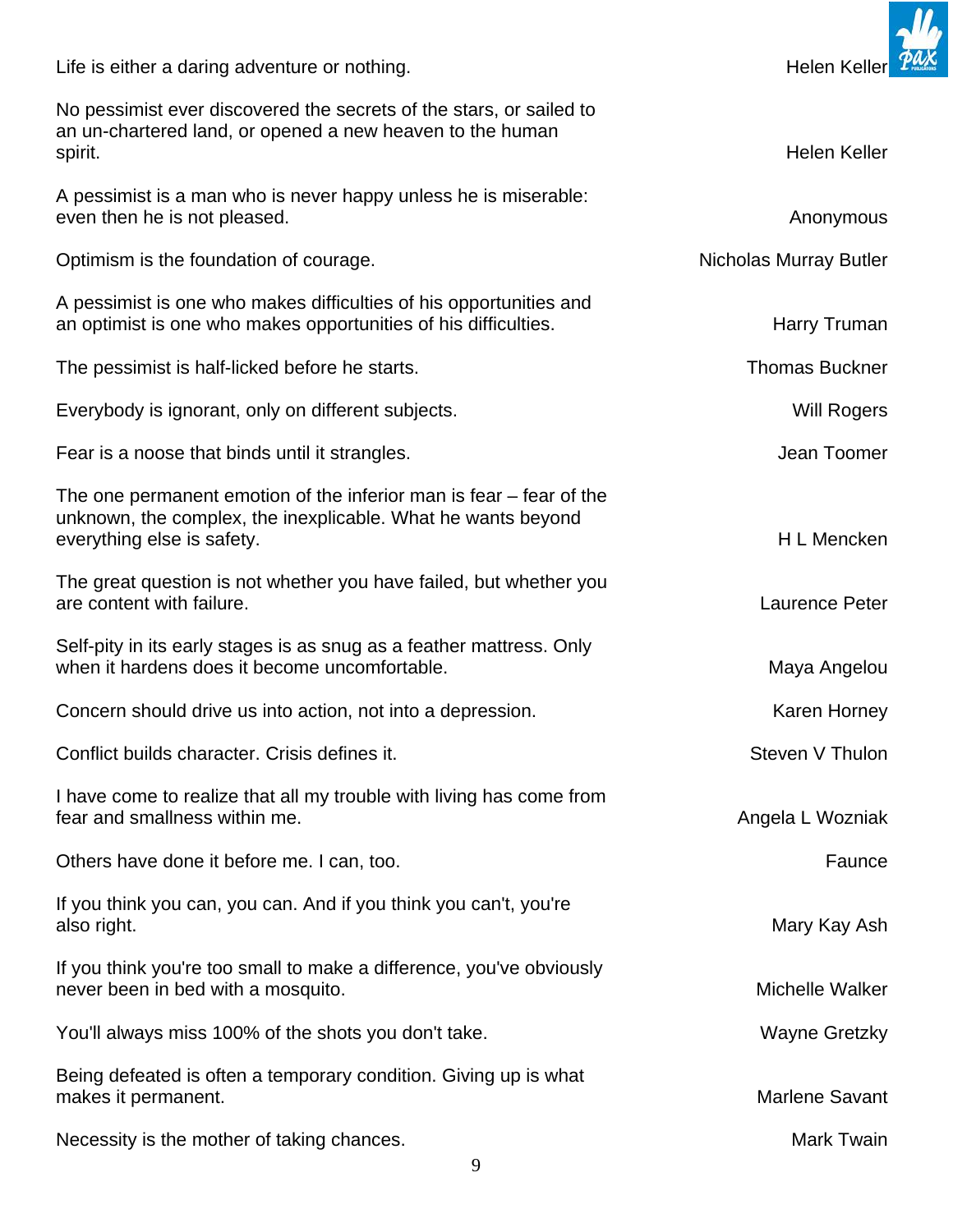Life is either a daring adventure or nothing. — Helen Keller

No pessimist ever discovered the secrets of the stars, or sailed to an un-chartered land, or opened a new heaven to the human spirit. — Helen Keller

A pessimist is a man who is never happy unless he is miserable: even then he is not pleased. — Anonymous

Optimism is the foundation of courage. — Nicholas Murray Butler

A pessimist is one who makes difficulties of his opportunities and an optimist is one who makes opportunities of his difficulties. — Harry Truman

The pessimist is half-licked before he starts. — Thomas Buckner

Everybody is ignorant, only on different subjects. — Will Rogers

Fear is a noose that binds until it strangles. — Jean Toomer

The one permanent emotion of the inferior man is fear – fear of the unknown, the complex, the inexplicable. What he wants beyond everything else is safety. — H L Mencken

The great question is not whether you have failed, but whether you are content with failure. — Laurence Peter

Self-pity in its early stages is as snug as a feather mattress. Only when it hardens does it become uncomfortable. — Maya Angelou

Concern should drive us into action, not into a depression. — Karen Horney

Conflict builds character. Crisis defines it. — Steven V Thulon

I have come to realize that all my trouble with living has come from fear and smallness within me. — Angela L Wozniak

Others have done it before me. I can, too. — Faunce

If you think you can, you can. And if you think you can't, you're also right. — Mary Kay Ash

If you think you're too small to make a difference, you've obviously never been in bed with a mosquito. — Michelle Walker

You'll always miss 100% of the shots you don't take. — Wayne Gretzky

Being defeated is often a temporary condition. Giving up is what makes it permanent. — Marlene Savant

Necessity is the mother of taking chances. — Mark Twain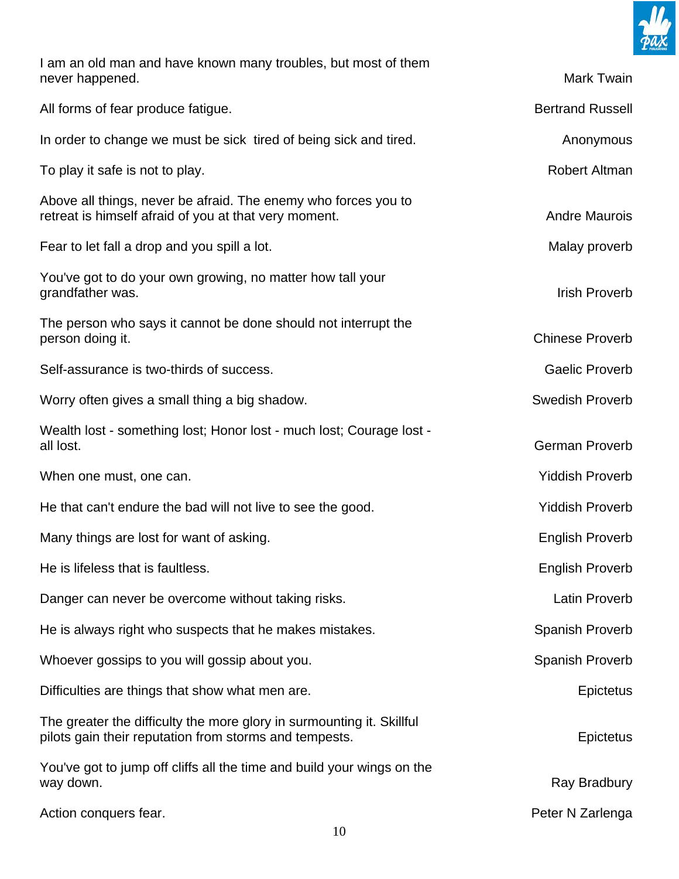| Quote | Author |
| --- | --- |
| I am an old man and have known many troubles, but most of them never happened. | Mark Twain |
| All forms of fear produce fatigue. | Bertrand Russell |
| In order to change we must be sick  tired of being sick and tired. | Anonymous |
| To play it safe is not to play. | Robert Altman |
| Above all things, never be afraid. The enemy who forces you to retreat is himself afraid of you at that very moment. | Andre Maurois |
| Fear to let fall a drop and you spill a lot. | Malay proverb |
| You've got to do your own growing, no matter how tall your grandfather was. | Irish Proverb |
| The person who says it cannot be done should not interrupt the person doing it. | Chinese Proverb |
| Self-assurance is two-thirds of success. | Gaelic Proverb |
| Worry often gives a small thing a big shadow. | Swedish Proverb |
| Wealth lost - something lost; Honor lost - much lost; Courage lost - all lost. | German Proverb |
| When one must, one can. | Yiddish Proverb |
| He that can't endure the bad will not live to see the good. | Yiddish Proverb |
| Many things are lost for want of asking. | English Proverb |
| He is lifeless that is faultless. | English Proverb |
| Danger can never be overcome without taking risks. | Latin Proverb |
| He is always right who suspects that he makes mistakes. | Spanish Proverb |
| Whoever gossips to you will gossip about you. | Spanish Proverb |
| Difficulties are things that show what men are. | Epictetus |
| The greater the difficulty the more glory in surmounting it. Skillful pilots gain their reputation from storms and tempests. | Epictetus |
| You've got to jump off cliffs all the time and build your wings on the way down. | Ray Bradbury |
| Action conquers fear. | Peter N Zarlenga |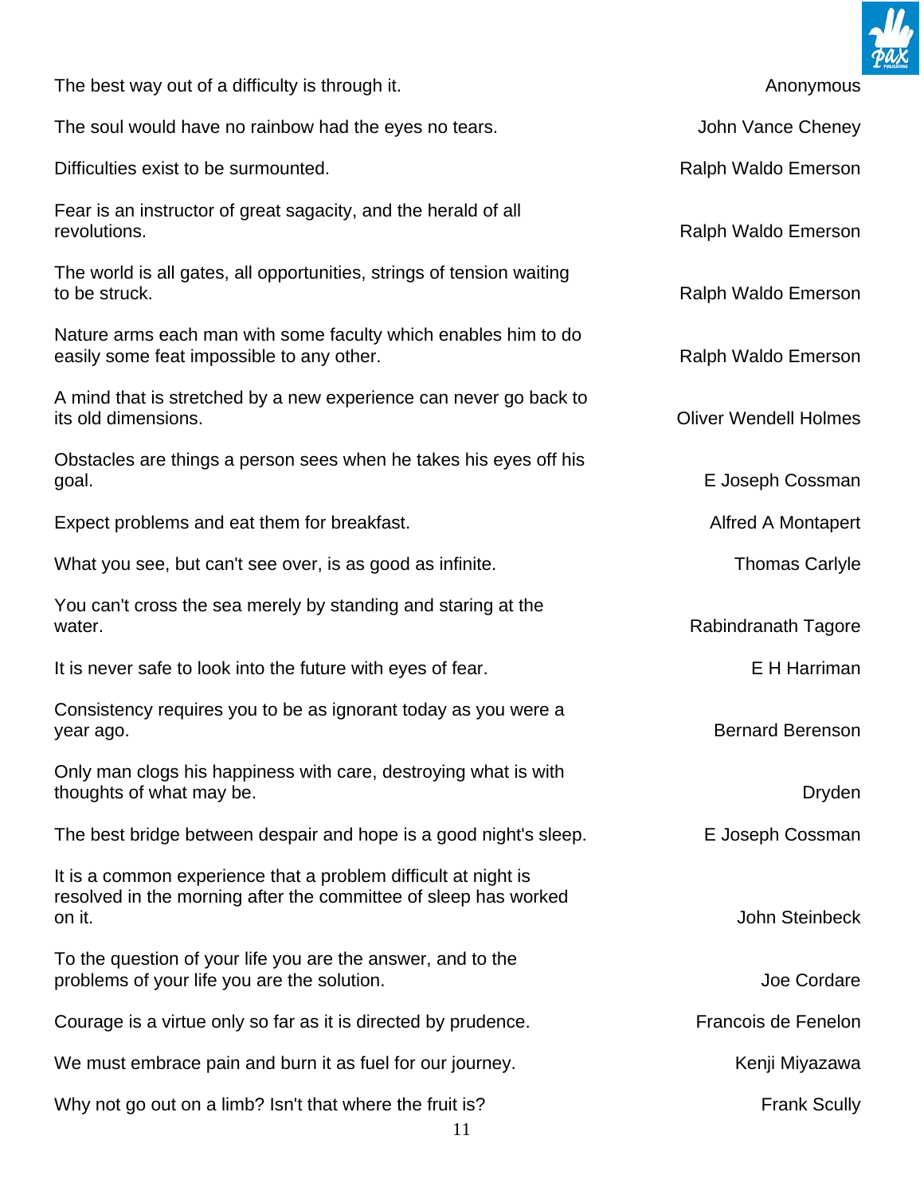| | |
|---|---|
| The best way out of a difficulty is through it. | Anonymous |
| The soul would have no rainbow had the eyes no tears. | John Vance Cheney |
| Difficulties exist to be surmounted. | Ralph Waldo Emerson |
| Fear is an instructor of great sagacity, and the herald of all revolutions. | Ralph Waldo Emerson |
| The world is all gates, all opportunities, strings of tension waiting to be struck. | Ralph Waldo Emerson |
| Nature arms each man with some faculty which enables him to do easily some feat impossible to any other. | Ralph Waldo Emerson |
| A mind that is stretched by a new experience can never go back to its old dimensions. | Oliver Wendell Holmes |
| Obstacles are things a person sees when he takes his eyes off his goal. | E Joseph Cossman |
| Expect problems and eat them for breakfast. | Alfred A Montapert |
| What you see, but can't see over, is as good as infinite. | Thomas Carlyle |
| You can't cross the sea merely by standing and staring at the water. | Rabindranath Tagore |
| It is never safe to look into the future with eyes of fear. | E H Harriman |
| Consistency requires you to be as ignorant today as you were a year ago. | Bernard Berenson |
| Only man clogs his happiness with care, destroying what is with thoughts of what may be. | Dryden |
| The best bridge between despair and hope is a good night's sleep. | E Joseph Cossman |
| It is a common experience that a problem difficult at night is resolved in the morning after the committee of sleep has worked on it. | John Steinbeck |
| To the question of your life you are the answer, and to the problems of your life you are the solution. | Joe Cordare |
| Courage is a virtue only so far as it is directed by prudence. | Francois de Fenelon |
| We must embrace pain and burn it as fuel for our journey. | Kenji Miyazawa |
| Why not go out on a limb? Isn't that where the fruit is? | Frank Scully |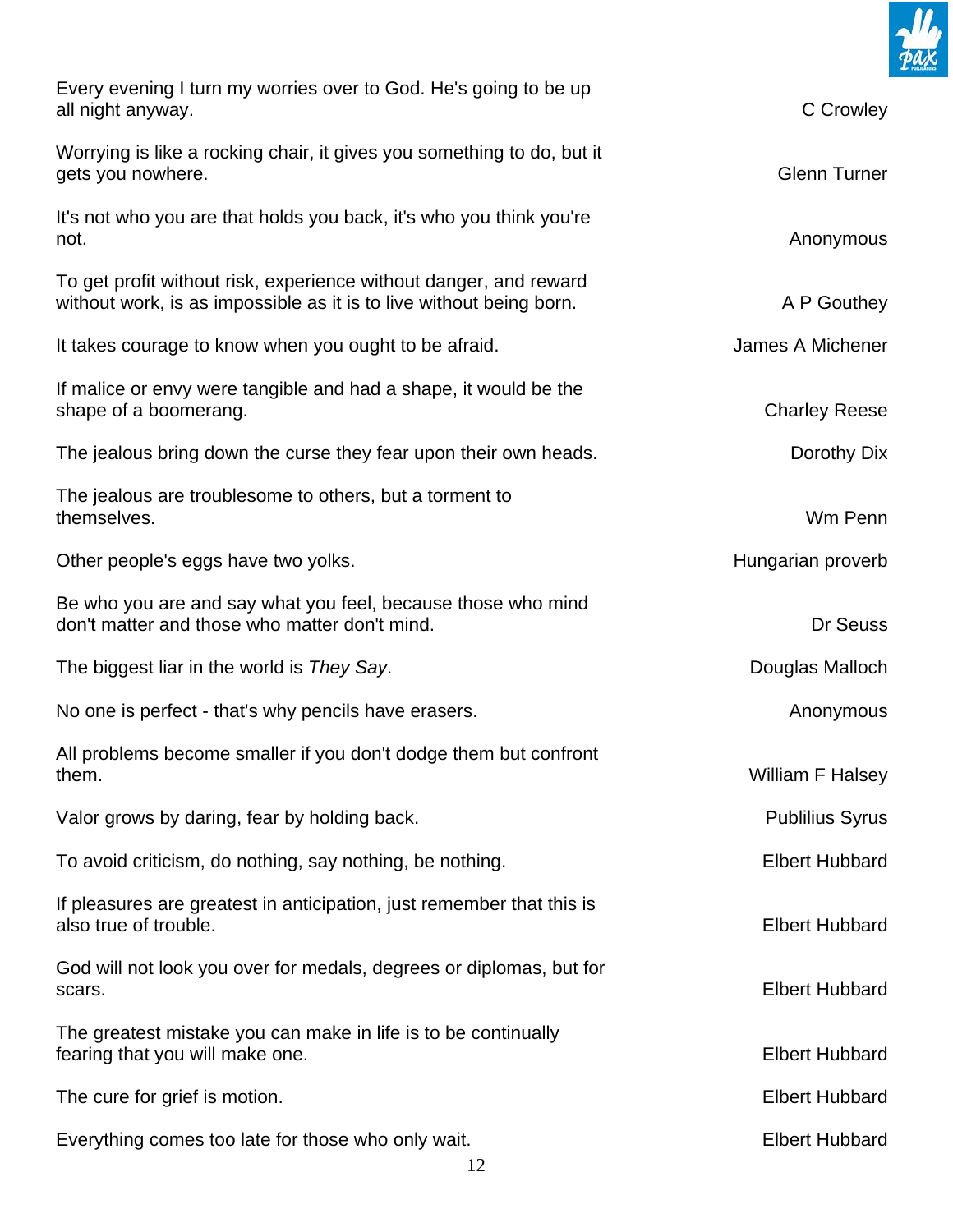Every evening I turn my worries over to God. He's going to be up all night anyway. — C Crowley

Worrying is like a rocking chair, it gives you something to do, but it gets you nowhere. — Glenn Turner

It's not who you are that holds you back, it's who you think you're not. — Anonymous

To get profit without risk, experience without danger, and reward without work, is as impossible as it is to live without being born. — A P Gouthey

It takes courage to know when you ought to be afraid. — James A Michener

If malice or envy were tangible and had a shape, it would be the shape of a boomerang. — Charley Reese

The jealous bring down the curse they fear upon their own heads. — Dorothy Dix

The jealous are troublesome to others, but a torment to themselves. — Wm Penn

Other people's eggs have two yolks. — Hungarian proverb

Be who you are and say what you feel, because those who mind don't matter and those who matter don't mind. — Dr Seuss

The biggest liar in the world is *They Say*. — Douglas Malloch

No one is perfect - that's why pencils have erasers. — Anonymous

All problems become smaller if you don't dodge them but confront them. — William F Halsey

Valor grows by daring, fear by holding back. — Publilius Syrus

To avoid criticism, do nothing, say nothing, be nothing. — Elbert Hubbard

If pleasures are greatest in anticipation, just remember that this is also true of trouble. — Elbert Hubbard

God will not look you over for medals, degrees or diplomas, but for scars. — Elbert Hubbard

The greatest mistake you can make in life is to be continually fearing that you will make one. — Elbert Hubbard

The cure for grief is motion. — Elbert Hubbard

Everything comes too late for those who only wait. — Elbert Hubbard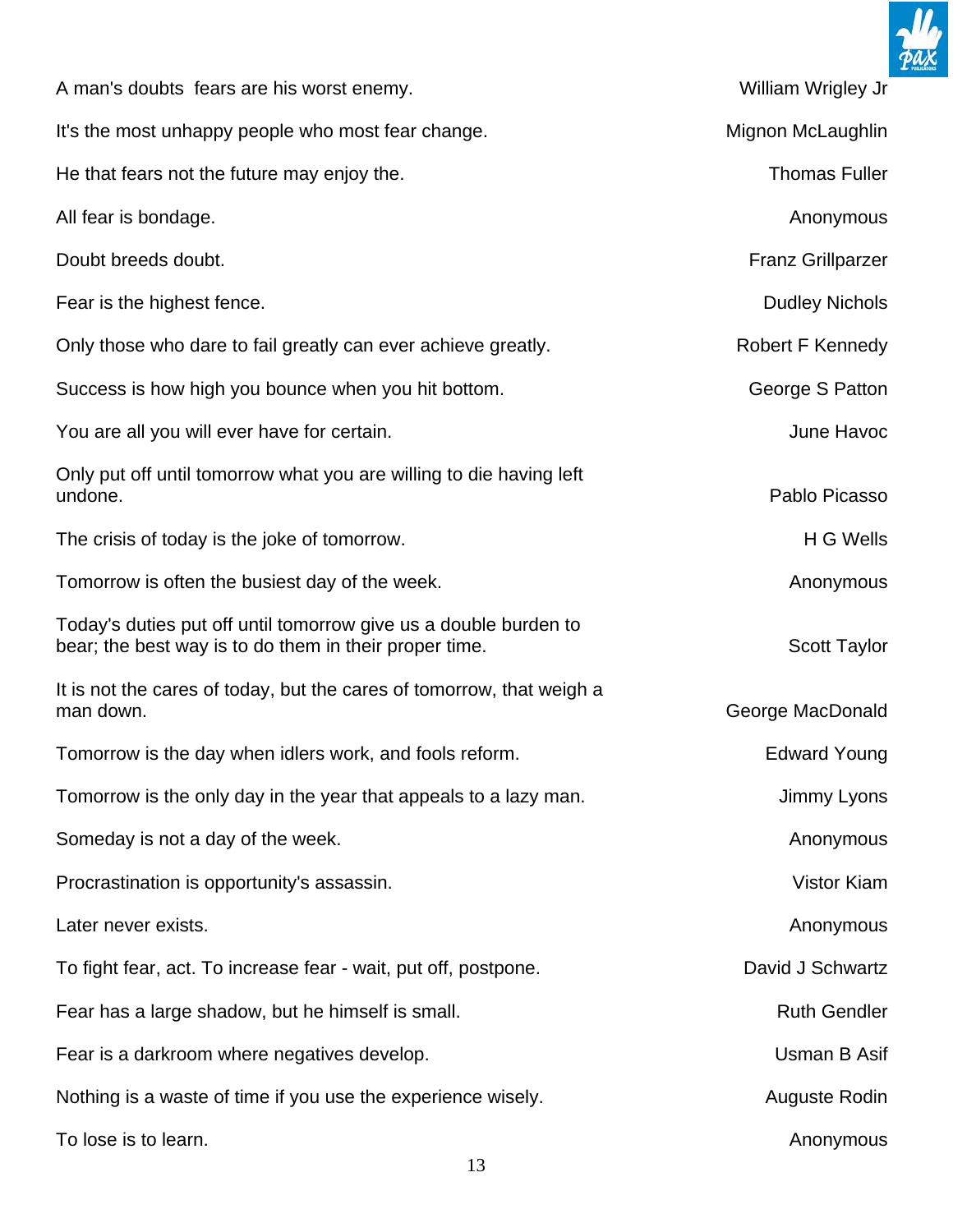A man's doubts  fears are his worst enemy. — William Wrigley Jr

It's the most unhappy people who most fear change. — Mignon McLaughlin

He that fears not the future may enjoy the. — Thomas Fuller

All fear is bondage. — Anonymous

Doubt breeds doubt. — Franz Grillparzer

Fear is the highest fence. — Dudley Nichols

Only those who dare to fail greatly can ever achieve greatly. — Robert F Kennedy

Success is how high you bounce when you hit bottom. — George S Patton

You are all you will ever have for certain. — June Havoc

Only put off until tomorrow what you are willing to die having left undone. — Pablo Picasso

The crisis of today is the joke of tomorrow. — H G Wells

Tomorrow is often the busiest day of the week. — Anonymous

Today's duties put off until tomorrow give us a double burden to bear; the best way is to do them in their proper time. — Scott Taylor

It is not the cares of today, but the cares of tomorrow, that weigh a man down. — George MacDonald

Tomorrow is the day when idlers work, and fools reform. — Edward Young

Tomorrow is the only day in the year that appeals to a lazy man. — Jimmy Lyons

Someday is not a day of the week. — Anonymous

Procrastination is opportunity's assassin. — Vistor Kiam

Later never exists. — Anonymous

To fight fear, act. To increase fear - wait, put off, postpone. — David J Schwartz

Fear has a large shadow, but he himself is small. — Ruth Gendler

Fear is a darkroom where negatives develop. — Usman B Asif

Nothing is a waste of time if you use the experience wisely. — Auguste Rodin

To lose is to learn. — Anonymous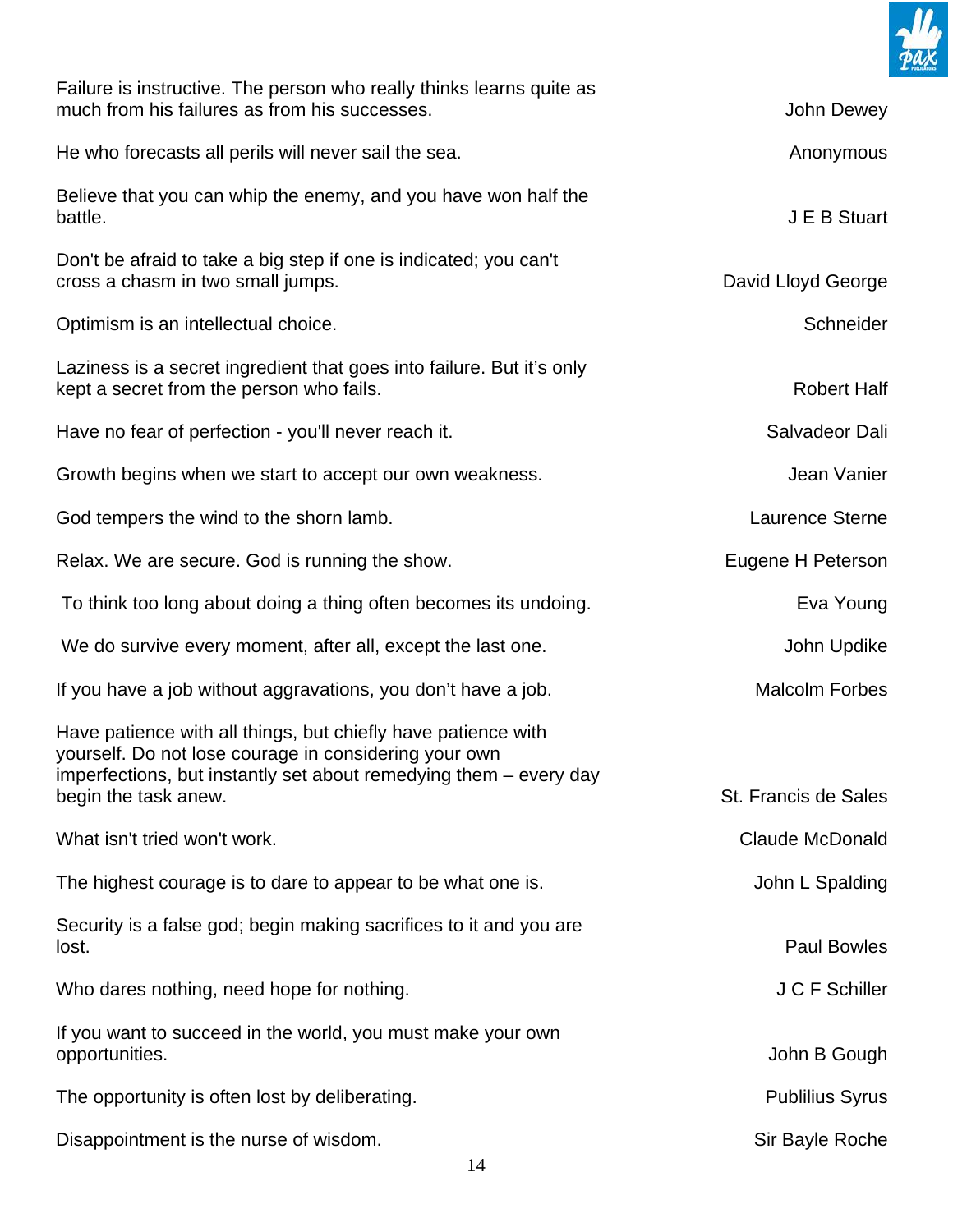Failure is instructive. The person who really thinks learns quite as much from his failures as from his successes. — John Dewey

He who forecasts all perils will never sail the sea. — Anonymous

Believe that you can whip the enemy, and you have won half the battle. — J E B Stuart

Don't be afraid to take a big step if one is indicated; you can't cross a chasm in two small jumps. — David Lloyd George

Optimism is an intellectual choice. — Schneider

Laziness is a secret ingredient that goes into failure. But it's only kept a secret from the person who fails. — Robert Half

Have no fear of perfection - you'll never reach it. — Salvadeor Dali

Growth begins when we start to accept our own weakness. — Jean Vanier

God tempers the wind to the shorn lamb. — Laurence Sterne

Relax. We are secure. God is running the show. — Eugene H Peterson

To think too long about doing a thing often becomes its undoing. — Eva Young

We do survive every moment, after all, except the last one. — John Updike

If you have a job without aggravations, you don't have a job. — Malcolm Forbes

Have patience with all things, but chiefly have patience with yourself. Do not lose courage in considering your own imperfections, but instantly set about remedying them – every day begin the task anew. — St. Francis de Sales

What isn't tried won't work. — Claude McDonald

The highest courage is to dare to appear to be what one is. — John L Spalding

Security is a false god; begin making sacrifices to it and you are lost. — Paul Bowles

Who dares nothing, need hope for nothing. — J C F Schiller

If you want to succeed in the world, you must make your own opportunities. — John B Gough

The opportunity is often lost by deliberating. — Publilius Syrus

Disappointment is the nurse of wisdom. — Sir Bayle Roche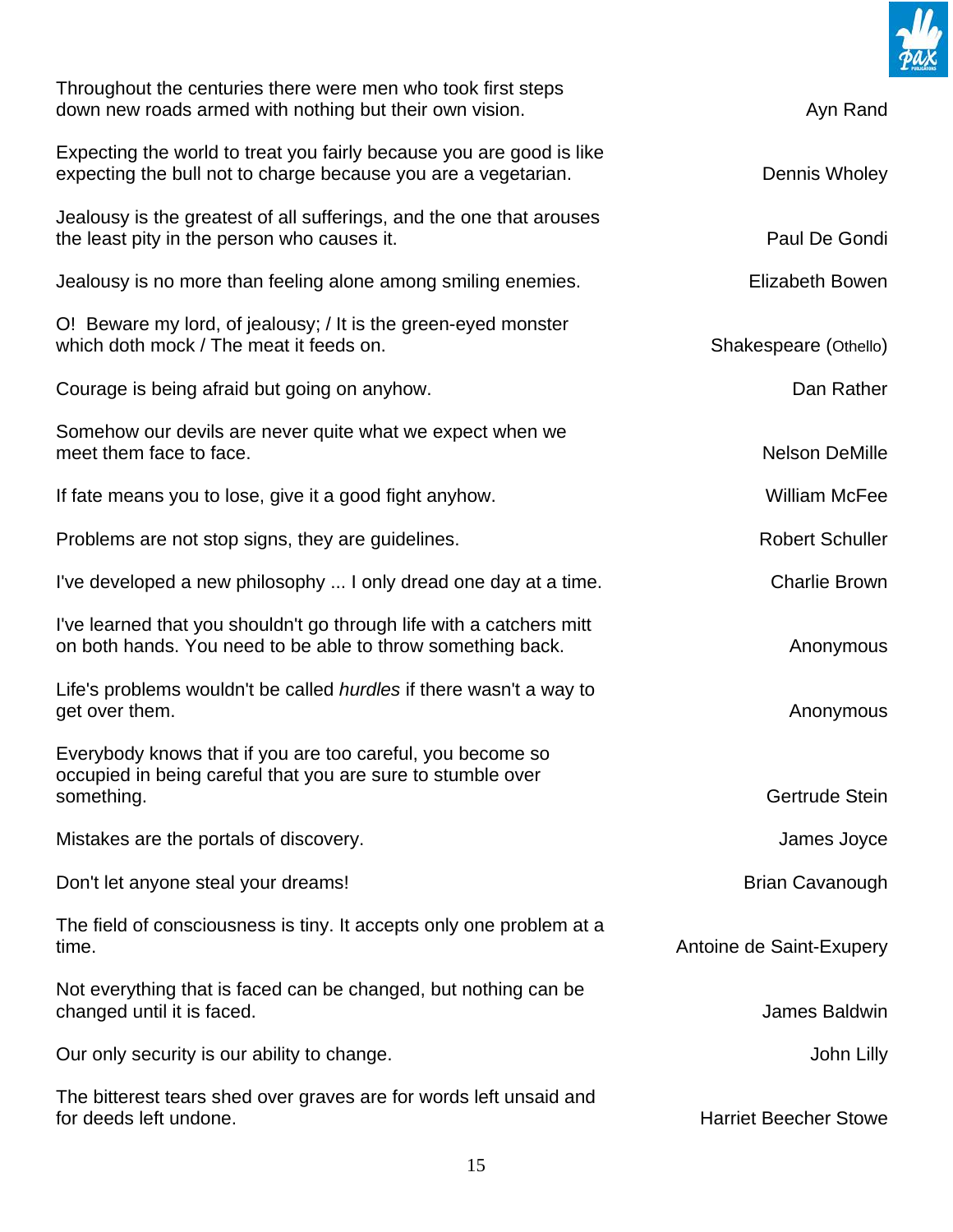Throughout the centuries there were men who took first steps down new roads armed with nothing but their own vision. — Ayn Rand

Expecting the world to treat you fairly because you are good is like expecting the bull not to charge because you are a vegetarian. — Dennis Wholey

Jealousy is the greatest of all sufferings, and the one that arouses the least pity in the person who causes it. — Paul De Gondi

Jealousy is no more than feeling alone among smiling enemies. — Elizabeth Bowen

O! Beware my lord, of jealousy; / It is the green-eyed monster which doth mock / The meat it feeds on. — Shakespeare (Othello)

Courage is being afraid but going on anyhow. — Dan Rather

Somehow our devils are never quite what we expect when we meet them face to face. — Nelson DeMille

If fate means you to lose, give it a good fight anyhow. — William McFee

Problems are not stop signs, they are guidelines. — Robert Schuller

I've developed a new philosophy ... I only dread one day at a time. — Charlie Brown

I've learned that you shouldn't go through life with a catchers mitt on both hands. You need to be able to throw something back. — Anonymous

Life's problems wouldn't be called *hurdles* if there wasn't a way to get over them. — Anonymous

Everybody knows that if you are too careful, you become so occupied in being careful that you are sure to stumble over something. — Gertrude Stein

Mistakes are the portals of discovery. — James Joyce

Don't let anyone steal your dreams! — Brian Cavanough

The field of consciousness is tiny. It accepts only one problem at a time. — Antoine de Saint-Exupery

Not everything that is faced can be changed, but nothing can be changed until it is faced. — James Baldwin

Our only security is our ability to change. — John Lilly

The bitterest tears shed over graves are for words left unsaid and for deeds left undone. — Harriet Beecher Stowe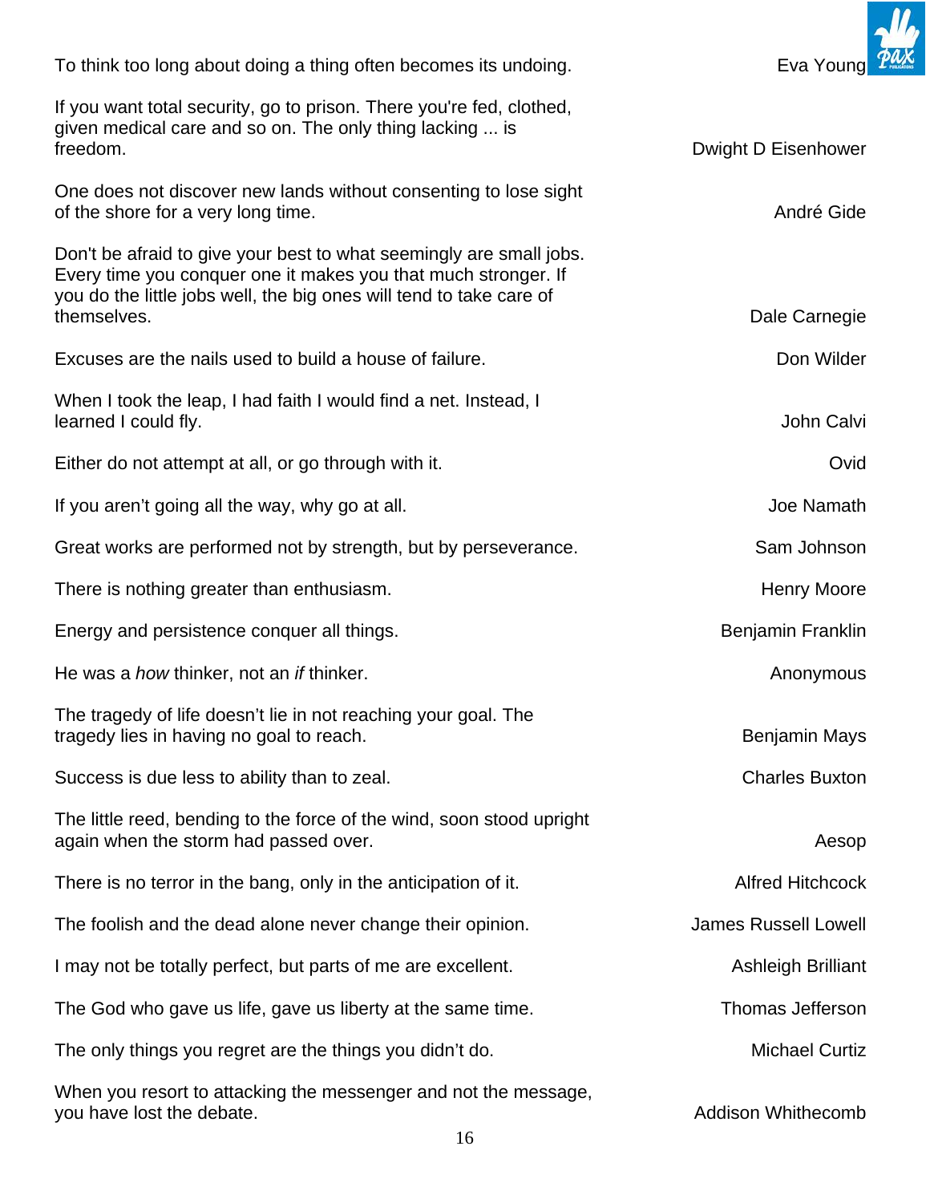To think too long about doing a thing often becomes its undoing. — Eva Young

If you want total security, go to prison. There you're fed, clothed, given medical care and so on. The only thing lacking ... is freedom. — Dwight D Eisenhower

One does not discover new lands without consenting to lose sight of the shore for a very long time. — André Gide

Don't be afraid to give your best to what seemingly are small jobs. Every time you conquer one it makes you that much stronger. If you do the little jobs well, the big ones will tend to take care of themselves. — Dale Carnegie

Excuses are the nails used to build a house of failure. — Don Wilder

When I took the leap, I had faith I would find a net. Instead, I learned I could fly. — John Calvi

Either do not attempt at all, or go through with it. — Ovid

If you aren't going all the way, why go at all. — Joe Namath

Great works are performed not by strength, but by perseverance. — Sam Johnson

There is nothing greater than enthusiasm. — Henry Moore

Energy and persistence conquer all things. — Benjamin Franklin

He was a *how* thinker, not an *if* thinker. — Anonymous

The tragedy of life doesn't lie in not reaching your goal. The tragedy lies in having no goal to reach. — Benjamin Mays

Success is due less to ability than to zeal. — Charles Buxton

The little reed, bending to the force of the wind, soon stood upright again when the storm had passed over. — Aesop

There is no terror in the bang, only in the anticipation of it. — Alfred Hitchcock

The foolish and the dead alone never change their opinion. — James Russell Lowell

I may not be totally perfect, but parts of me are excellent. — Ashleigh Brilliant

The God who gave us life, gave us liberty at the same time. — Thomas Jefferson

The only things you regret are the things you didn't do. — Michael Curtiz

When you resort to attacking the messenger and not the message, you have lost the debate. — Addison Whithecomb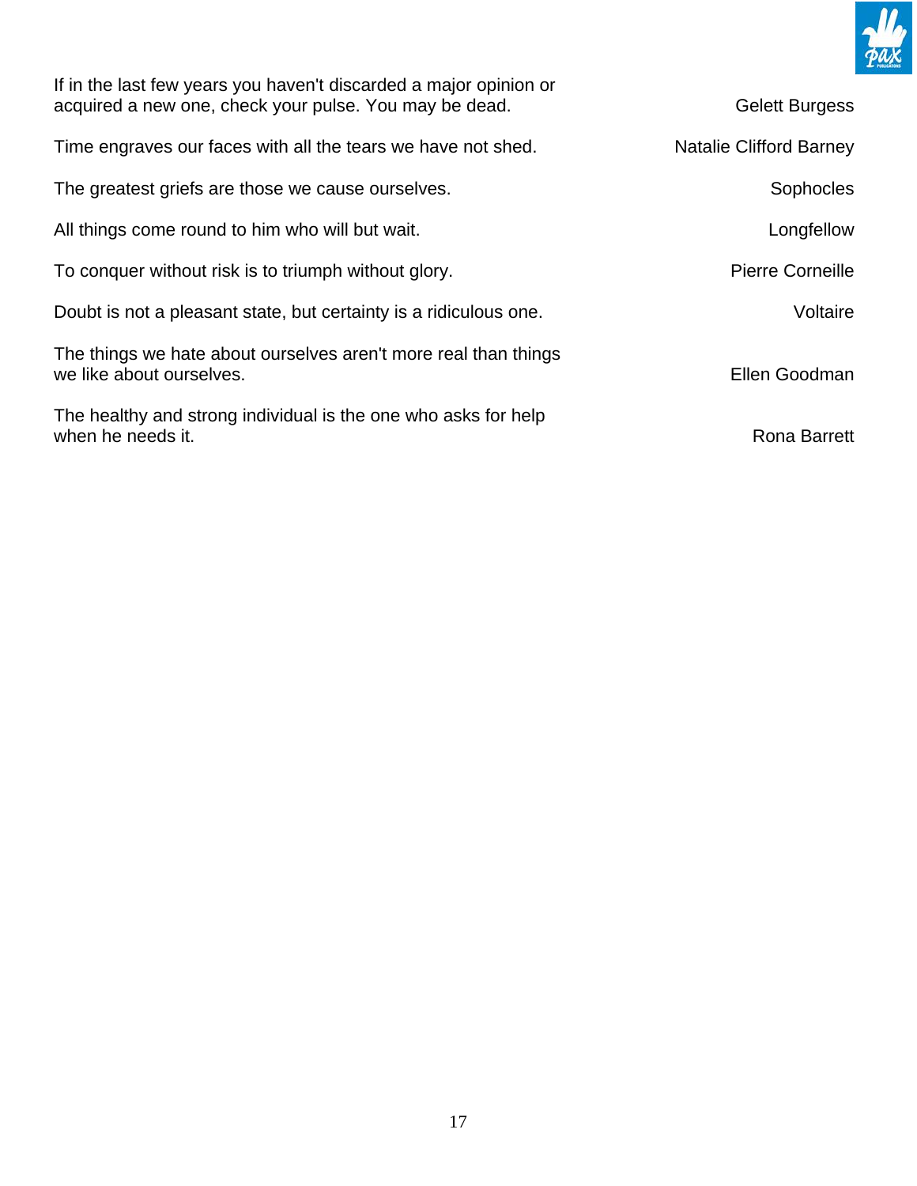| | |
|---|---|
| If in the last few years you haven't discarded a major opinion or acquired a new one, check your pulse. You may be dead. | Gelett Burgess |
| Time engraves our faces with all the tears we have not shed. | Natalie Clifford Barney |
| The greatest griefs are those we cause ourselves. | Sophocles |
| All things come round to him who will but wait. | Longfellow |
| To conquer without risk is to triumph without glory. | Pierre Corneille |
| Doubt is not a pleasant state, but certainty is a ridiculous one. | Voltaire |
| The things we hate about ourselves aren't more real than things we like about ourselves. | Ellen Goodman |
| The healthy and strong individual is the one who asks for help when he needs it. | Rona Barrett |